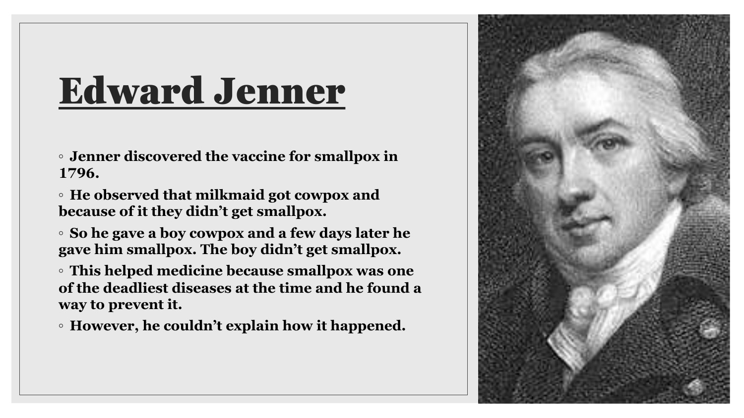# Edward Jenner

- **Jenner discovered the vaccine for smallpox in 1796.**
- **He observed that milkmaid got cowpox and because of it they didn't get smallpox.**
- **So he gave a boy cowpox and a few days later he gave him smallpox. The boy didn't get smallpox.**
- **This helped medicine because smallpox was one of the deadliest diseases at the time and he found a way to prevent it.**
- **However, he couldn't explain how it happened.**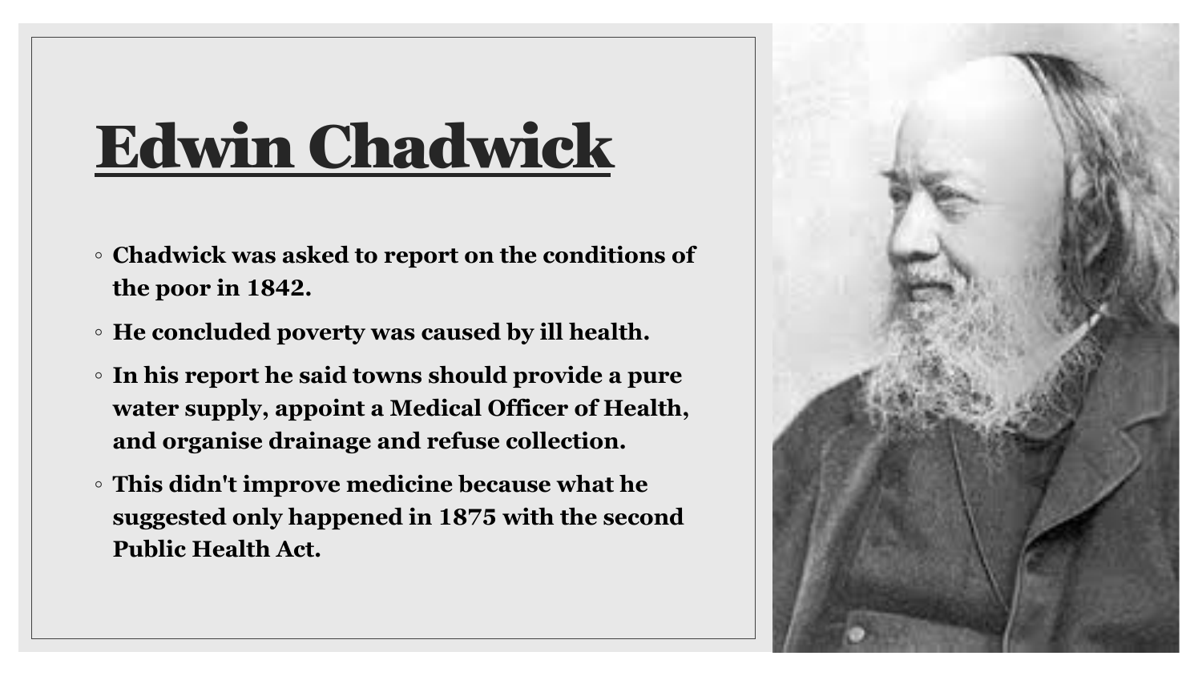# Edwin Chadwick

- Chadwick was asked to report on the conditions of the poor in 1842.
- He concluded poverty was caused by ill health.
- In his report he said towns should provide a pure water supply, appoint a Medical Officer of Health, and organise drainage and refuse collection.
- This didn't improve medicine because what he suggested only happened in 1875 with the second Public Health Act.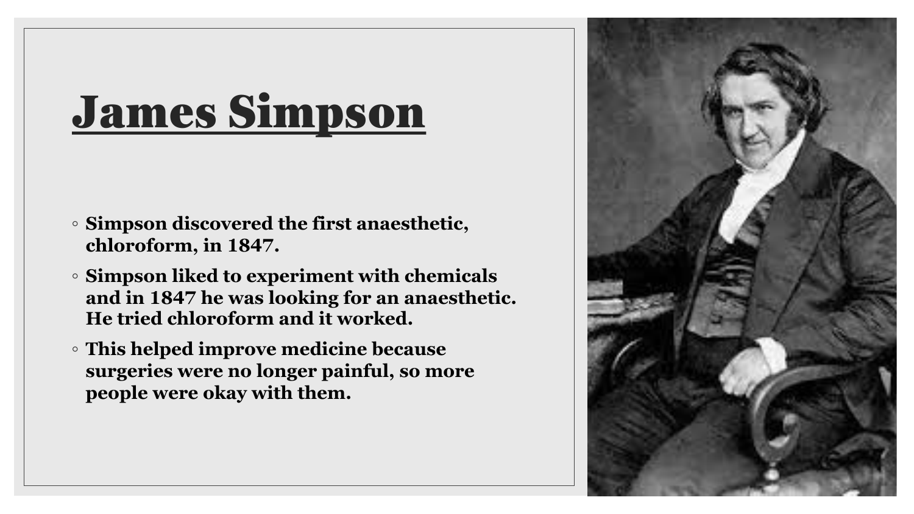# James Simpson

- **Simpson discovered the first anaesthetic, chloroform, in 1847.**
- **Simpson liked to experiment with chemicals and in 1847 he was looking for an anaesthetic. He tried chloroform and it worked.**
- **This helped improve medicine because surgeries were no longer painful, so more people were okay with them.**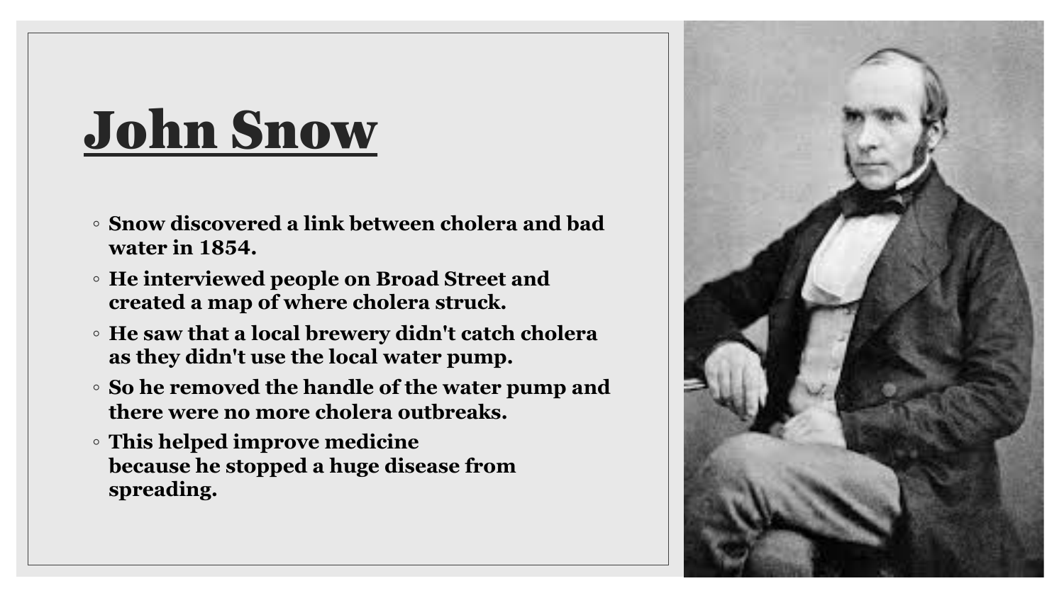# John Snow

- Snow discovered a link between cholera and bad water in 1854.
- He interviewed people on Broad Street and created a map of where cholera struck.
- He saw that a local brewery didn't catch cholera as they didn't use the local water pump.
- So he removed the handle of the water pump and there were no more cholera outbreaks.
- This helped improve medicine because he stopped a huge disease from spreading.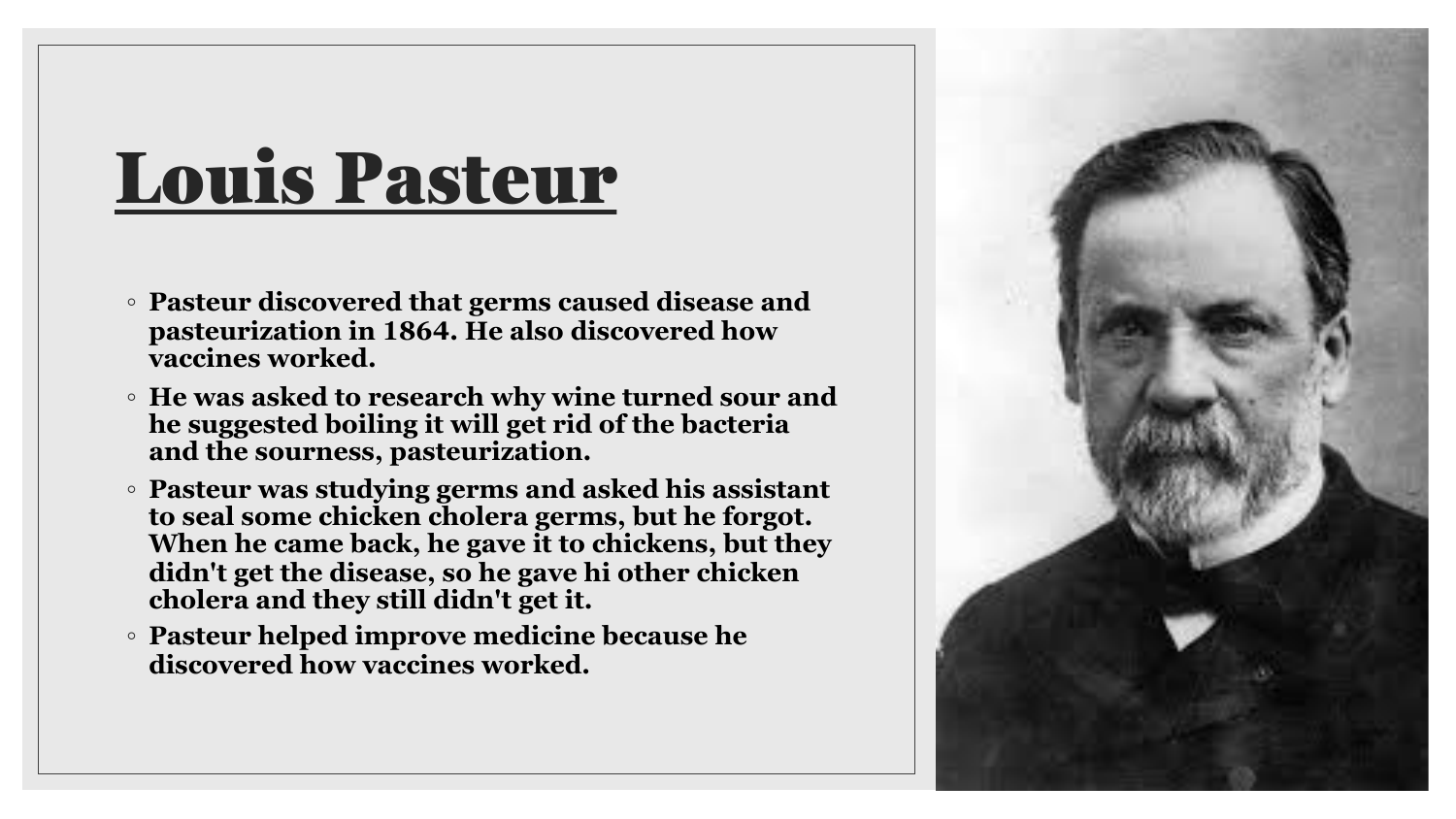# Louis Pasteur

- **Pasteur discovered that germs caused disease and pasteurization in 1864. He also discovered how vaccines worked.**
- **He was asked to research why wine turned sour and he suggested boiling it will get rid of the bacteria and the sourness, pasteurization.**
- **Pasteur was studying germs and asked his assistant to seal some chicken cholera germs, but he forgot. When he came back, he gave it to chickens, but they didn't get the disease, so he gave hi other chicken cholera and they still didn't get it.**
- **Pasteur helped improve medicine because he discovered how vaccines worked.**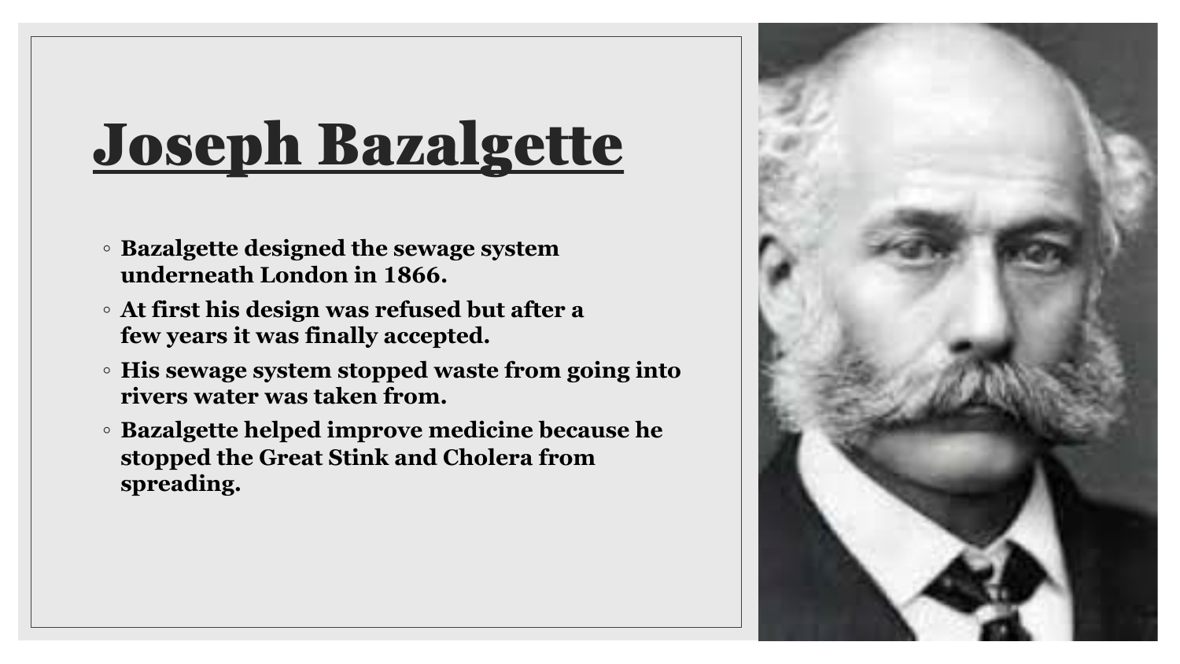# Joseph Bazalgette

- **Bazalgette designed the sewage system underneath London in 1866.**
- **At first his design was refused but after a few years it was finally accepted.**
- **His sewage system stopped waste from going into rivers water was taken from.**
- **Bazalgette helped improve medicine because he stopped the Great Stink and Cholera from spreading.**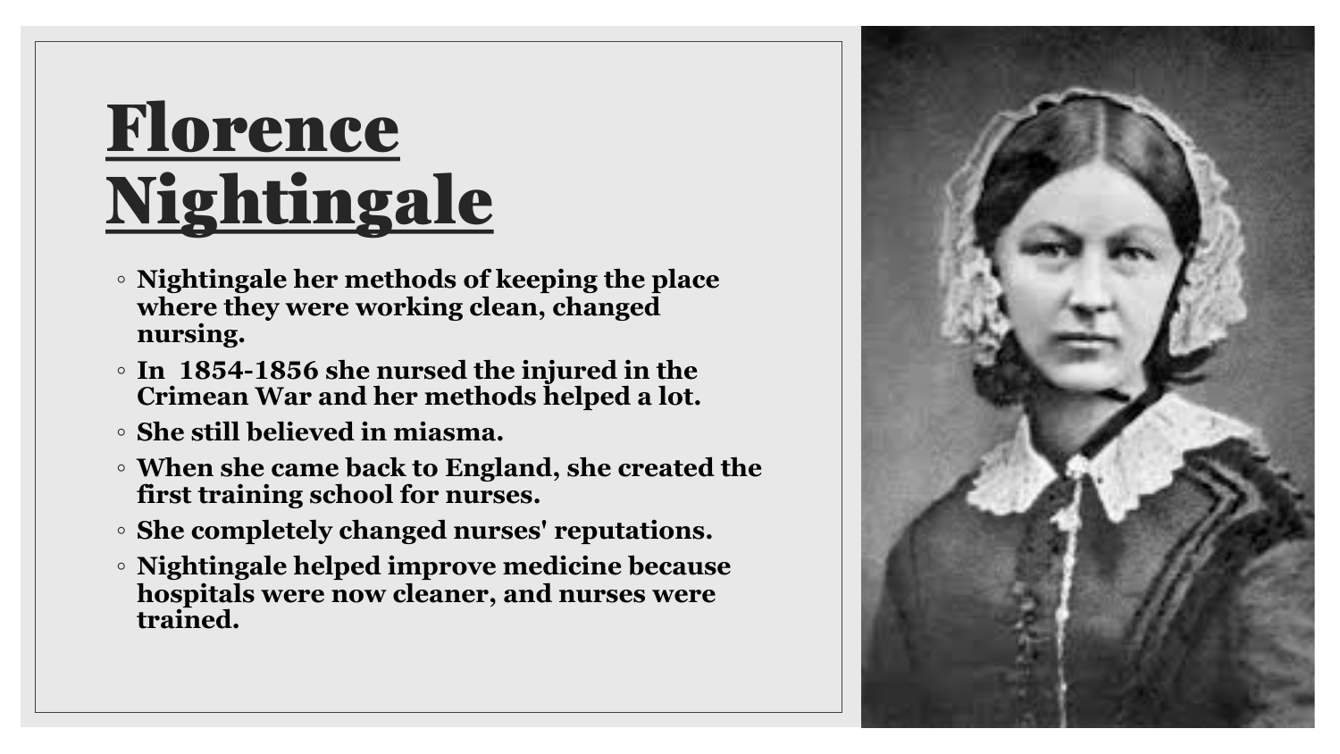# Florence Nightingale

- Nightingale her methods of keeping the place where they were working clean, changed nursing.
- In 1854-1856 she nursed the injured in the Crimean War and her methods helped a lot.
- She still believed in miasma.
- When she came back to England, she created the first training school for nurses.
- She completely changed nurses' reputations.
- Nightingale helped improve medicine because hospitals were now cleaner, and nurses were trained.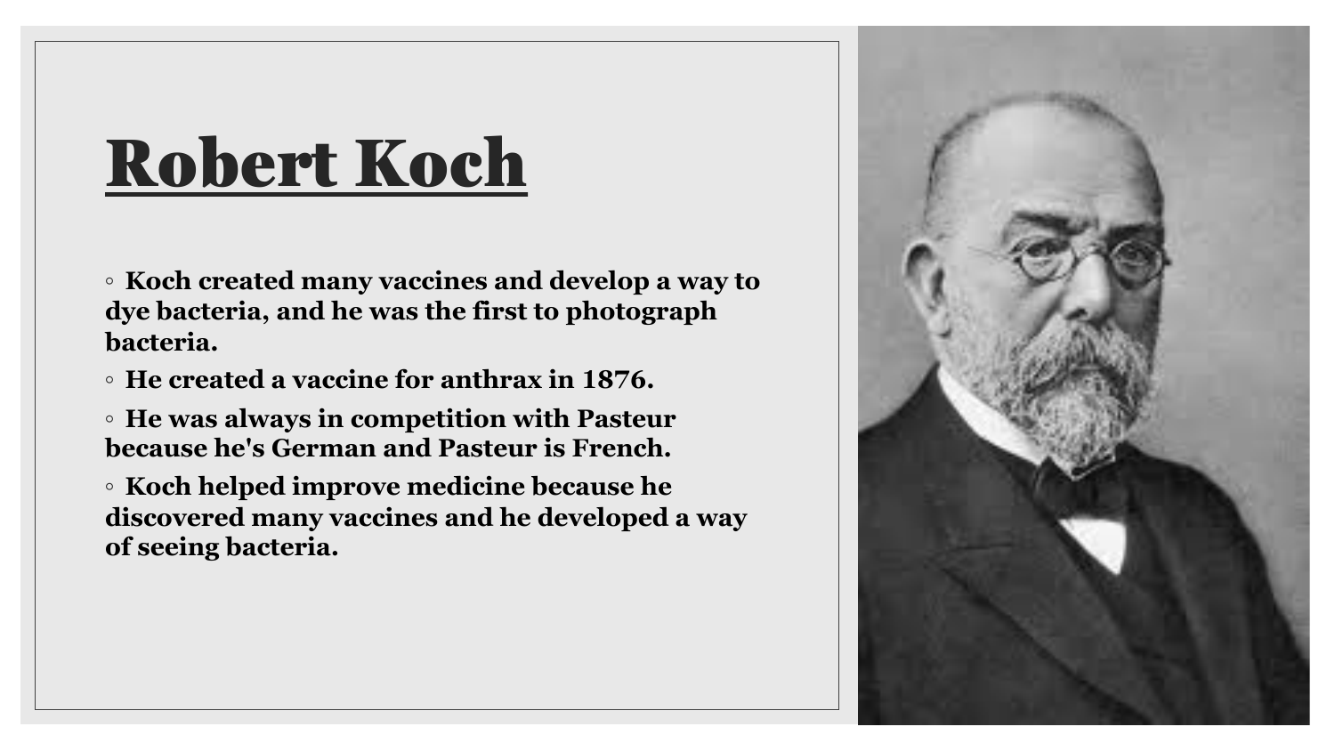# Robert Koch

- **Koch created many vaccines and develop a way to dye bacteria, and he was the first to photograph bacteria.**
- **He created a vaccine for anthrax in 1876.**
- **He was always in competition with Pasteur because he's German and Pasteur is French.**
- **Koch helped improve medicine because he discovered many vaccines and he developed a way of seeing bacteria.**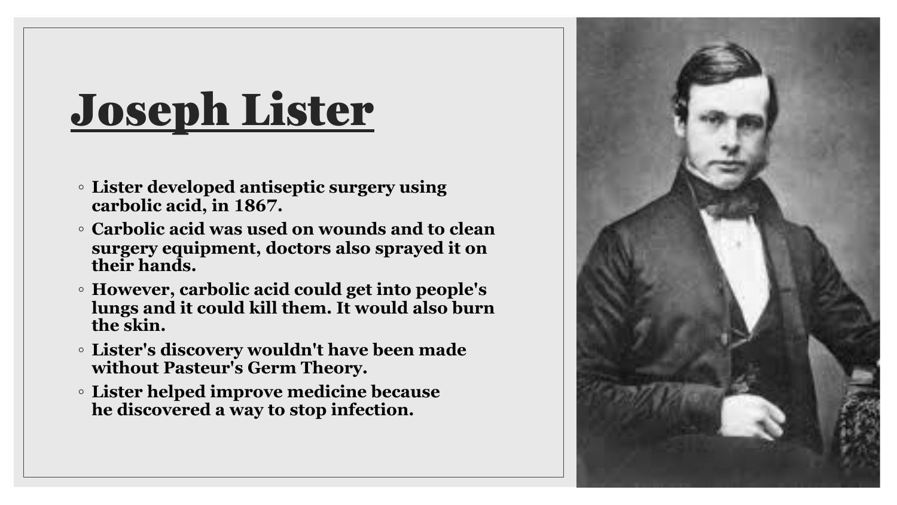# Joseph Lister

- Lister developed antiseptic surgery using carbolic acid, in 1867.
- Carbolic acid was used on wounds and to clean surgery equipment, doctors also sprayed it on their hands.
- However, carbolic acid could get into people's lungs and it could kill them. It would also burn the skin.
- Lister's discovery wouldn't have been made without Pasteur's Germ Theory.
- Lister helped improve medicine because he discovered a way to stop infection.